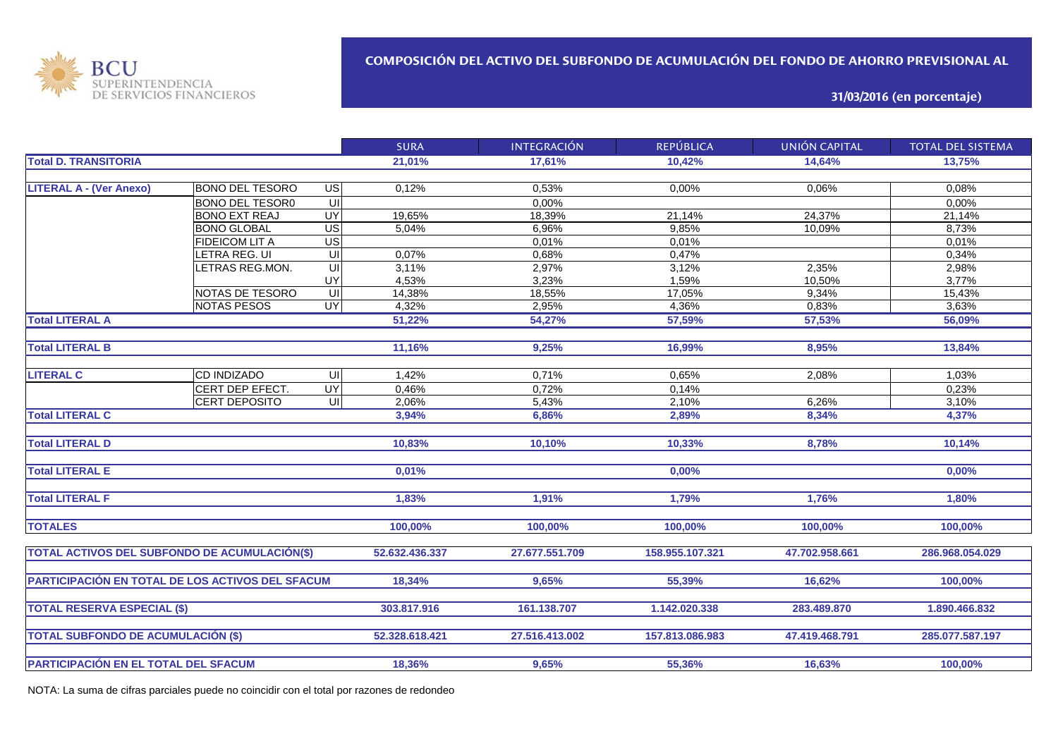BCU SUPERINTENDENCIA DE SERVICIOS FINANCIEROS

# COMPOSICIÓN DEL ACTIVO DEL SUBFONDO DE ACUMULACIÓN DEL FONDO DE AHORRO PREVISIONAL AL

## 31/03/2016 (en porcentaje)

| | | | SURA | INTEGRACIÓN | REPÚBLICA | UNIÓN CAPITAL | TOTAL DEL SISTEMA |
|---|---|---|---|---|---|---|---|
| **Total D. TRANSITORIA** | | | **21,01%** | **17,61%** | **10,42%** | **14,64%** | **13,75%** |
| **LITERAL A - (Ver Anexo)** | BONO DEL TESORO | US | 0,12% | 0,53% | 0,00% | 0,06% | 0,08% |
| | BONO DEL TESOR0 | UI | | 0,00% | | | 0,00% |
| | BONO EXT REAJ | UY | 19,65% | 18,39% | 21,14% | 24,37% | 21,14% |
| | BONO GLOBAL | US | 5,04% | 6,96% | 9,85% | 10,09% | 8,73% |
| | FIDEICOM LIT A | US | | 0,01% | 0,01% | | 0,01% |
| | LETRA REG. UI | UI | 0,07% | 0,68% | 0,47% | | 0,34% |
| | LETRAS REG.MON. | UI | 3,11% | 2,97% | 3,12% | 2,35% | 2,98% |
| | | UY | 4,53% | 3,23% | 1,59% | 10,50% | 3,77% |
| | NOTAS DE TESORO | UI | 14,38% | 18,55% | 17,05% | 9,34% | 15,43% |
| | NOTAS PESOS | UY | 4,32% | 2,95% | 4,36% | 0,83% | 3,63% |
| **Total LITERAL A** | | | **51,22%** | **54,27%** | **57,59%** | **57,53%** | **56,09%** |
| **Total LITERAL B** | | | **11,16%** | **9,25%** | **16,99%** | **8,95%** | **13,84%** |
| **LITERAL C** | CD INDIZADO | UI | 1,42% | 0,71% | 0,65% | 2,08% | 1,03% |
| | CERT DEP EFECT. | UY | 0,46% | 0,72% | 0,14% | | 0,23% |
| | CERT DEPOSITO | UI | 2,06% | 5,43% | 2,10% | 6,26% | 3,10% |
| **Total LITERAL C** | | | **3,94%** | **6,86%** | **2,89%** | **8,34%** | **4,37%** |
| **Total LITERAL D** | | | **10,83%** | **10,10%** | **10,33%** | **8,78%** | **10,14%** |
| **Total LITERAL E** | | | **0,01%** | | **0,00%** | | **0,00%** |
| **Total LITERAL F** | | | **1,83%** | **1,91%** | **1,79%** | **1,76%** | **1,80%** |
| **TOTALES** | | | **100,00%** | **100,00%** | **100,00%** | **100,00%** | **100,00%** |
| **TOTAL ACTIVOS DEL SUBFONDO DE ACUMULACIÓN($)** | | | **52.632.436.337** | **27.677.551.709** | **158.955.107.321** | **47.702.958.661** | **286.968.054.029** |
| **PARTICIPACIÓN EN TOTAL DE LOS ACTIVOS DEL SFACUM** | | | **18,34%** | **9,65%** | **55,39%** | **16,62%** | **100,00%** |
| **TOTAL RESERVA ESPECIAL ($)** | | | **303.817.916** | **161.138.707** | **1.142.020.338** | **283.489.870** | **1.890.466.832** |
| **TOTAL SUBFONDO DE ACUMULACIÓN ($)** | | | **52.328.618.421** | **27.516.413.002** | **157.813.086.983** | **47.419.468.791** | **285.077.587.197** |
| **PARTICIPACIÓN EN EL TOTAL DEL SFACUM** | | | **18,36%** | **9,65%** | **55,36%** | **16,63%** | **100,00%** |

NOTA: La suma de cifras parciales puede no coincidir con el total por razones de redondeo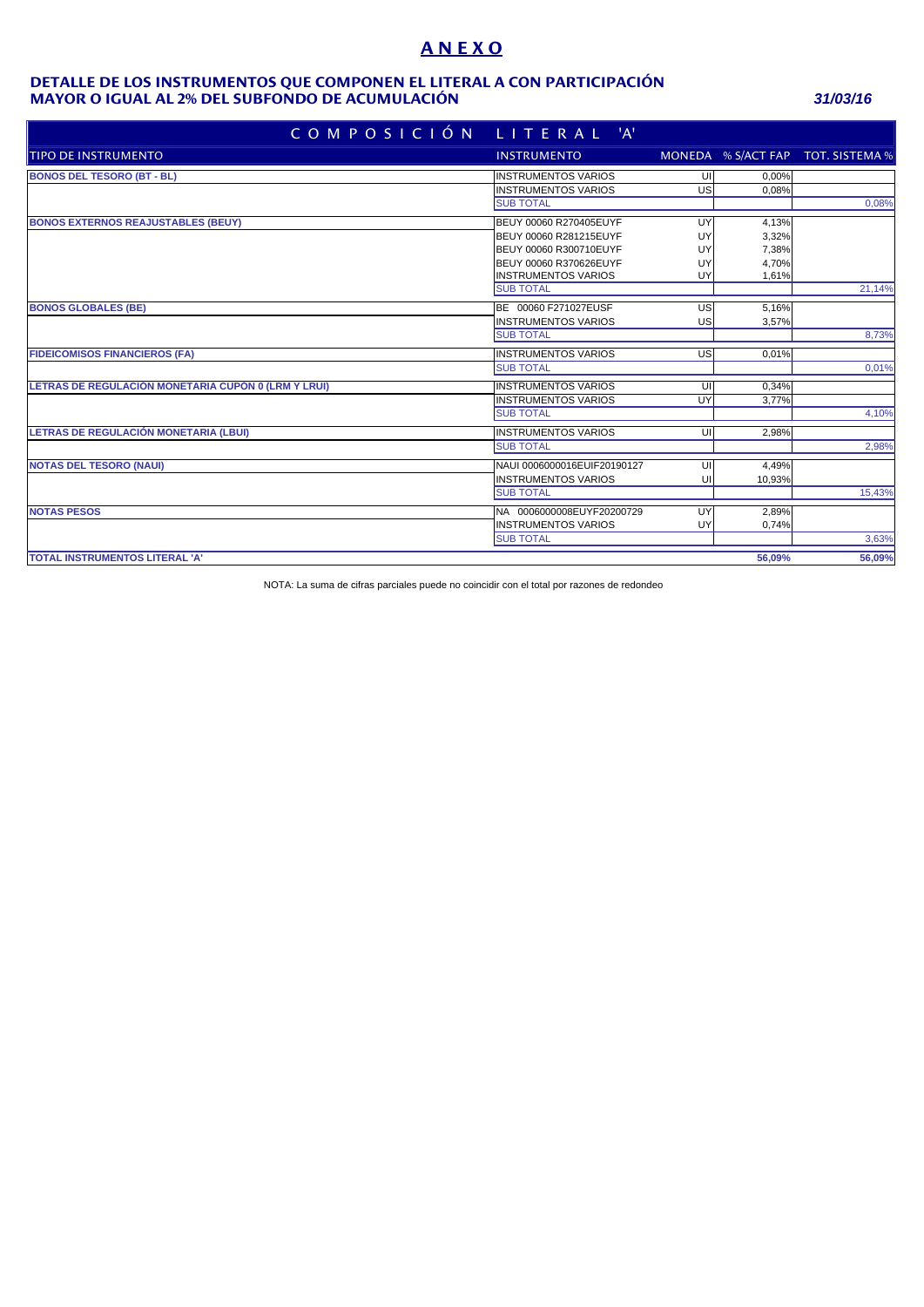# ANEXO

## DETALLE DE LOS INSTRUMENTOS QUE COMPONEN EL LITERAL A CON PARTICIPACIÓN MAYOR O IGUAL AL 2% DEL SUBFONDO DE ACUMULACIÓN

*31/03/16*

| COMPOSICIÓN LITERAL 'A' | | | | |
|---|---|---|---|---|
| TIPO DE INSTRUMENTO | INSTRUMENTO | MONEDA | % S/ACT FAP | TOT. SISTEMA % |
| **BONOS DEL TESORO (BT - BL)** | INSTRUMENTOS VARIOS | UI | 0,00% | |
| | INSTRUMENTOS VARIOS | US | 0,08% | |
| | SUB TOTAL | | | 0,08% |
| **BONOS EXTERNOS REAJUSTABLES (BEUY)** | BEUY 00060 R270405EUYF | UY | 4,13% | |
| | BEUY 00060 R281215EUYF | UY | 3,32% | |
| | BEUY 00060 R300710EUYF | UY | 7,38% | |
| | BEUY 00060 R370626EUYF | UY | 4,70% | |
| | INSTRUMENTOS VARIOS | UY | 1,61% | |
| | SUB TOTAL | | | 21,14% |
| **BONOS GLOBALES (BE)** | BE 00060 F271027EUSF | US | 5,16% | |
| | INSTRUMENTOS VARIOS | US | 3,57% | |
| | SUB TOTAL | | | 8,73% |
| **FIDEICOMISOS FINANCIEROS (FA)** | INSTRUMENTOS VARIOS | US | 0,01% | |
| | SUB TOTAL | | | 0,01% |
| **LETRAS DE REGULACIÓN MONETARIA CUPON 0 (LRM Y LRUI)** | INSTRUMENTOS VARIOS | UI | 0,34% | |
| | INSTRUMENTOS VARIOS | UY | 3,77% | |
| | SUB TOTAL | | | 4,10% |
| **LETRAS DE REGULACIÓN MONETARIA (LBUI)** | INSTRUMENTOS VARIOS | UI | 2,98% | |
| | SUB TOTAL | | | 2,98% |
| **NOTAS DEL TESORO (NAUI)** | NAUI 0006000016EUIF20190127 | UI | 4,49% | |
| | INSTRUMENTOS VARIOS | UI | 10,93% | |
| | SUB TOTAL | | | 15,43% |
| **NOTAS PESOS** | NA 0006000008EUYF20200729 | UY | 2,89% | |
| | INSTRUMENTOS VARIOS | UY | 0,74% | |
| | SUB TOTAL | | | 3,63% |
| **TOTAL INSTRUMENTOS LITERAL 'A'** | | | **56,09%** | **56,09%** |

NOTA: La suma de cifras parciales puede no coincidir con el total por razones de redondeo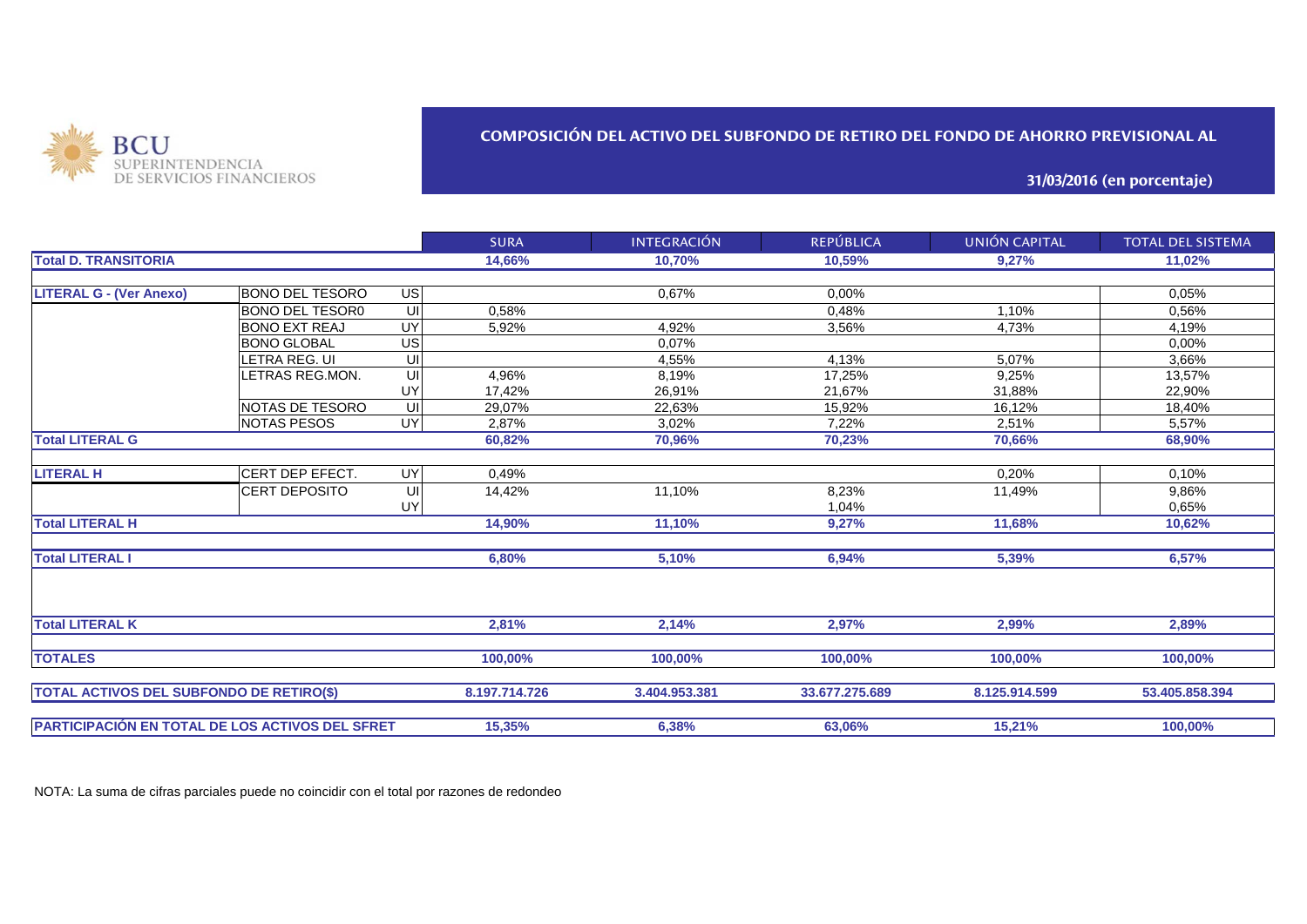BCU SUPERINTENDENCIA DE SERVICIOS FINANCIEROS

## COMPOSICIÓN DEL ACTIVO DEL SUBFONDO DE RETIRO DEL FONDO DE AHORRO PREVISIONAL AL

### 31/03/2016 (en porcentaje)

| | | | SURA | INTEGRACIÓN | REPÚBLICA | UNIÓN CAPITAL | TOTAL DEL SISTEMA |
|---|---|---|---|---|---|---|---|
| **Total D. TRANSITORIA** | | | **14,66%** | **10,70%** | **10,59%** | **9,27%** | **11,02%** |
| **LITERAL G - (Ver Anexo)** | BONO DEL TESORO | US | | 0,67% | 0,00% | | 0,05% |
| | BONO DEL TESOR0 | UI | 0,58% | | 0,48% | 1,10% | 0,56% |
| | BONO EXT REAJ | UY | 5,92% | 4,92% | 3,56% | 4,73% | 4,19% |
| | BONO GLOBAL | US | | 0,07% | | | 0,00% |
| | LETRA REG. UI | UI | | 4,55% | 4,13% | 5,07% | 3,66% |
| | LETRAS REG.MON. | UI | 4,96% | 8,19% | 17,25% | 9,25% | 13,57% |
| | | UY | 17,42% | 26,91% | 21,67% | 31,88% | 22,90% |
| | NOTAS DE TESORO | UI | 29,07% | 22,63% | 15,92% | 16,12% | 18,40% |
| | NOTAS PESOS | UY | 2,87% | 3,02% | 7,22% | 2,51% | 5,57% |
| **Total LITERAL G** | | | **60,82%** | **70,96%** | **70,23%** | **70,66%** | **68,90%** |
| **LITERAL H** | CERT DEP EFECT. | UY | 0,49% | | | 0,20% | 0,10% |
| | CERT DEPOSITO | UI | 14,42% | 11,10% | 8,23% | 11,49% | 9,86% |
| | | UY | | | 1,04% | | 0,65% |
| **Total LITERAL H** | | | **14,90%** | **11,10%** | **9,27%** | **11,68%** | **10,62%** |
| **Total LITERAL I** | | | **6,80%** | **5,10%** | **6,94%** | **5,39%** | **6,57%** |
| **Total LITERAL K** | | | **2,81%** | **2,14%** | **2,97%** | **2,99%** | **2,89%** |
| **TOTALES** | | | **100,00%** | **100,00%** | **100,00%** | **100,00%** | **100,00%** |
| **TOTAL ACTIVOS DEL SUBFONDO DE RETIRO($)** | | | **8.197.714.726** | **3.404.953.381** | **33.677.275.689** | **8.125.914.599** | **53.405.858.394** |
| **PARTICIPACIÓN EN TOTAL DE LOS ACTIVOS DEL SFRET** | | | **15,35%** | **6,38%** | **63,06%** | **15,21%** | **100,00%** |

NOTA: La suma de cifras parciales puede no coincidir con el total por razones de redondeo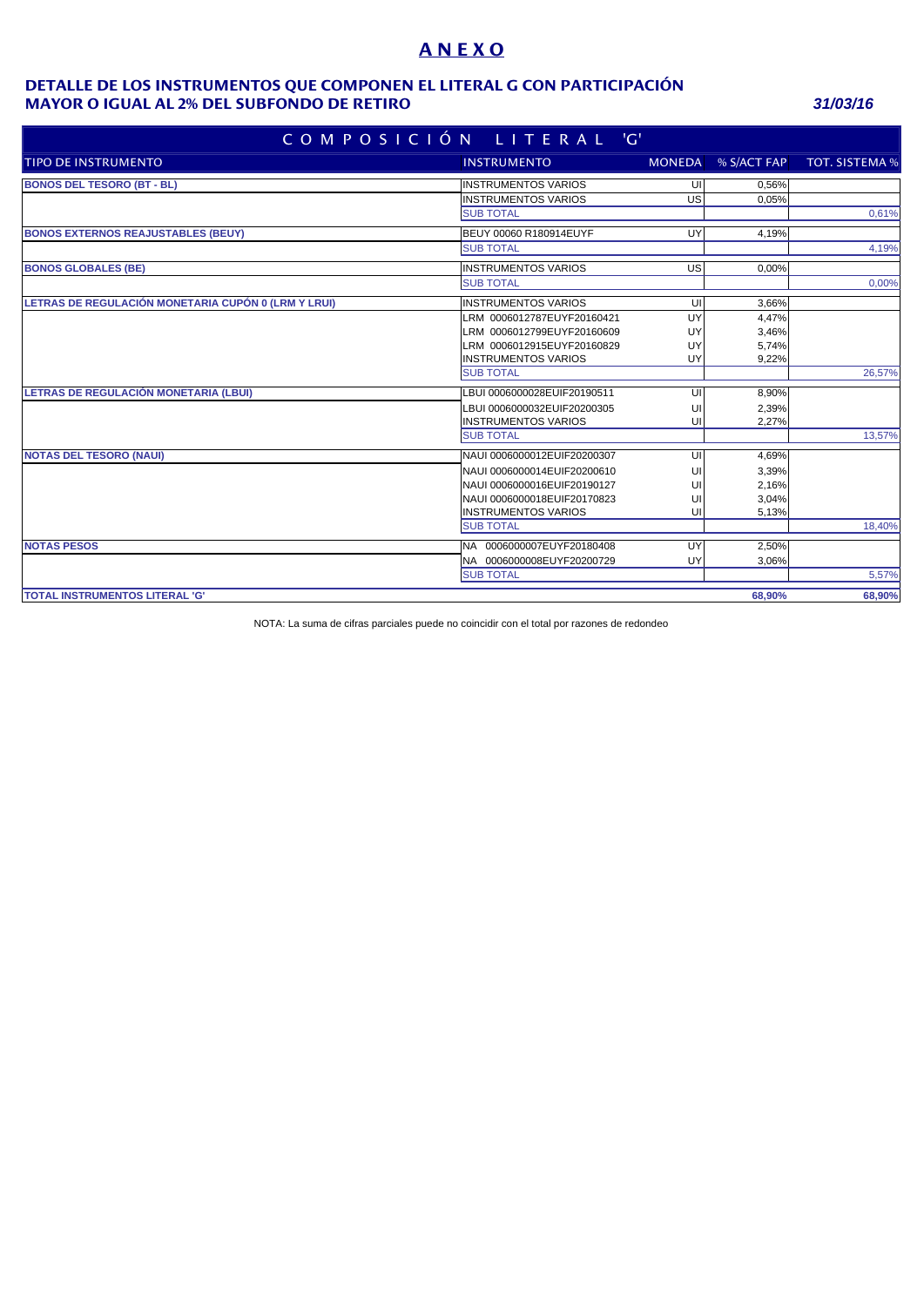# ANEXO

## DETALLE DE LOS INSTRUMENTOS QUE COMPONEN EL LITERAL G CON PARTICIPACIÓN MAYOR O IGUAL AL 2% DEL SUBFONDO DE RETIRO

*31/03/16*

| COMPOSICIÓN LITERAL 'G' | | | | |
|---|---|---|---|---|
| TIPO DE INSTRUMENTO | INSTRUMENTO | MONEDA | % S/ACT FAP | TOT. SISTEMA % |
| **BONOS DEL TESORO (BT - BL)** | INSTRUMENTOS VARIOS | UI | 0,56% | |
| | INSTRUMENTOS VARIOS | US | 0,05% | |
| | SUB TOTAL | | | 0,61% |
| **BONOS EXTERNOS REAJUSTABLES (BEUY)** | BEUY 00060 R180914EUYF | UY | 4,19% | |
| | SUB TOTAL | | | 4,19% |
| **BONOS GLOBALES (BE)** | INSTRUMENTOS VARIOS | US | 0,00% | |
| | SUB TOTAL | | | 0,00% |
| **LETRAS DE REGULACIÓN MONETARIA CUPÓN 0 (LRM Y LRUI)** | INSTRUMENTOS VARIOS | UI | 3,66% | |
| | LRM 0006012787EUYF20160421 | UY | 4,47% | |
| | LRM 0006012799EUYF20160609 | UY | 3,46% | |
| | LRM 0006012915EUYF20160829 | UY | 5,74% | |
| | INSTRUMENTOS VARIOS | UY | 9,22% | |
| | SUB TOTAL | | | 26,57% |
| **LETRAS DE REGULACIÓN MONETARIA (LBUI)** | LBUI 0006000028EUIF20190511 | UI | 8,90% | |
| | LBUI 0006000032EUIF20200305 | UI | 2,39% | |
| | INSTRUMENTOS VARIOS | UI | 2,27% | |
| | SUB TOTAL | | | 13,57% |
| **NOTAS DEL TESORO (NAUI)** | NAUI 0006000012EUIF20200307 | UI | 4,69% | |
| | NAUI 0006000014EUIF20200610 | UI | 3,39% | |
| | NAUI 0006000016EUIF20190127 | UI | 2,16% | |
| | NAUI 0006000018EUIF20170823 | UI | 3,04% | |
| | INSTRUMENTOS VARIOS | UI | 5,13% | |
| | SUB TOTAL | | | 18,40% |
| **NOTAS PESOS** | NA 0006000007EUYF20180408 | UY | 2,50% | |
| | NA 0006000008EUYF20200729 | UY | 3,06% | |
| | SUB TOTAL | | | 5,57% |
| **TOTAL INSTRUMENTOS LITERAL 'G'** | | | **68,90%** | **68,90%** |

NOTA: La suma de cifras parciales puede no coincidir con el total por razones de redondeo